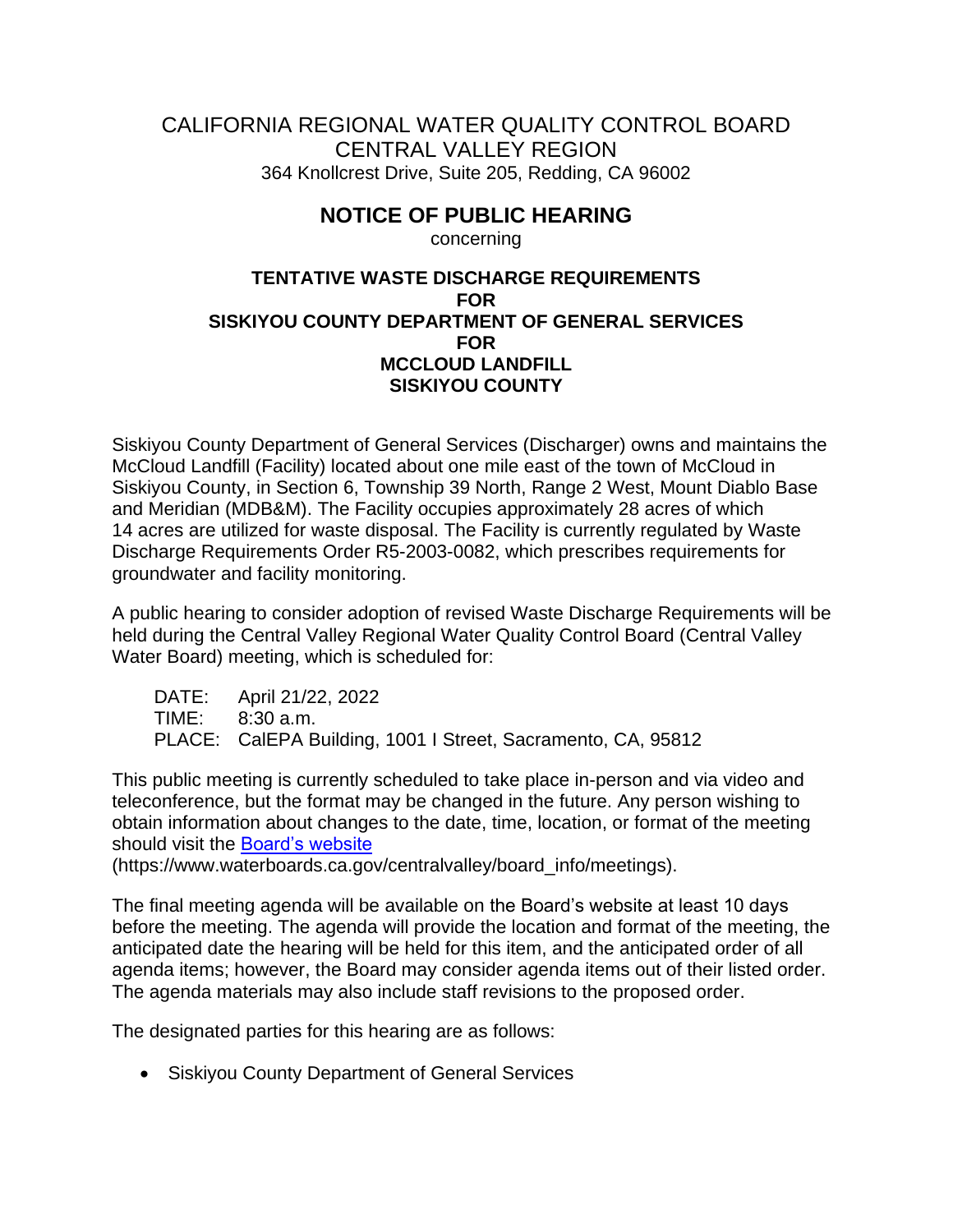CALIFORNIA REGIONAL WATER QUALITY CONTROL BOARD
CENTRAL VALLEY REGION
364 Knollcrest Drive, Suite 205, Redding, CA 96002

# NOTICE OF PUBLIC HEARING

concerning

**TENTATIVE WASTE DISCHARGE REQUIREMENTS
FOR
SISKIYOU COUNTY DEPARTMENT OF GENERAL SERVICES
FOR
MCCLOUD LANDFILL
SISKIYOU COUNTY**

Siskiyou County Department of General Services (Discharger) owns and maintains the McCloud Landfill (Facility) located about one mile east of the town of McCloud in Siskiyou County, in Section 6, Township 39 North, Range 2 West, Mount Diablo Base and Meridian (MDB&M). The Facility occupies approximately 28 acres of which 14 acres are utilized for waste disposal. The Facility is currently regulated by Waste Discharge Requirements Order R5-2003-0082, which prescribes requirements for groundwater and facility monitoring.

A public hearing to consider adoption of revised Waste Discharge Requirements will be held during the Central Valley Regional Water Quality Control Board (Central Valley Water Board) meeting, which is scheduled for:

DATE: April 21/22, 2022
TIME: 8:30 a.m.
PLACE: CalEPA Building, 1001 I Street, Sacramento, CA, 95812

This public meeting is currently scheduled to take place in-person and via video and teleconference, but the format may be changed in the future. Any person wishing to obtain information about changes to the date, time, location, or format of the meeting should visit the [Board's website](https://www.waterboards.ca.gov/centralvalley/board_info/meetings) (https://www.waterboards.ca.gov/centralvalley/board_info/meetings).

The final meeting agenda will be available on the Board's website at least 10 days before the meeting. The agenda will provide the location and format of the meeting, the anticipated date the hearing will be held for this item, and the anticipated order of all agenda items; however, the Board may consider agenda items out of their listed order. The agenda materials may also include staff revisions to the proposed order.

The designated parties for this hearing are as follows:

- Siskiyou County Department of General Services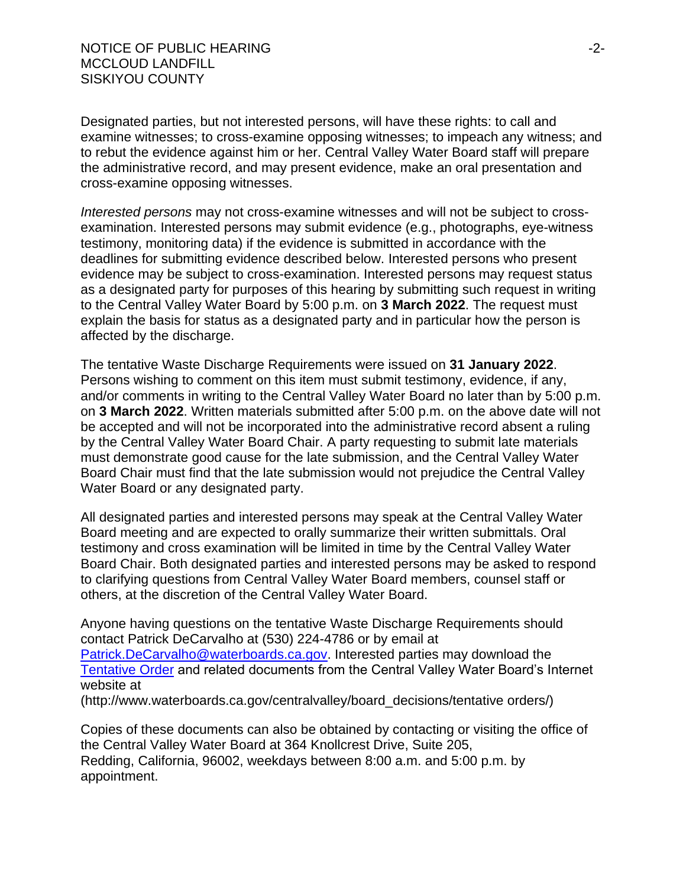Designated parties, but not interested persons, will have these rights: to call and examine witnesses; to cross-examine opposing witnesses; to impeach any witness; and to rebut the evidence against him or her. Central Valley Water Board staff will prepare the administrative record, and may present evidence, make an oral presentation and cross-examine opposing witnesses.

*Interested persons* may not cross-examine witnesses and will not be subject to cross-examination. Interested persons may submit evidence (e.g., photographs, eye-witness testimony, monitoring data) if the evidence is submitted in accordance with the deadlines for submitting evidence described below. Interested persons who present evidence may be subject to cross-examination. Interested persons may request status as a designated party for purposes of this hearing by submitting such request in writing to the Central Valley Water Board by 5:00 p.m. on **3 March 2022**. The request must explain the basis for status as a designated party and in particular how the person is affected by the discharge.

The tentative Waste Discharge Requirements were issued on **31 January 2022**. Persons wishing to comment on this item must submit testimony, evidence, if any, and/or comments in writing to the Central Valley Water Board no later than by 5:00 p.m. on **3 March 2022**. Written materials submitted after 5:00 p.m. on the above date will not be accepted and will not be incorporated into the administrative record absent a ruling by the Central Valley Water Board Chair. A party requesting to submit late materials must demonstrate good cause for the late submission, and the Central Valley Water Board Chair must find that the late submission would not prejudice the Central Valley Water Board or any designated party.

All designated parties and interested persons may speak at the Central Valley Water Board meeting and are expected to orally summarize their written submittals. Oral testimony and cross examination will be limited in time by the Central Valley Water Board Chair. Both designated parties and interested persons may be asked to respond to clarifying questions from Central Valley Water Board members, counsel staff or others, at the discretion of the Central Valley Water Board.

Anyone having questions on the tentative Waste Discharge Requirements should contact Patrick DeCarvalho at (530) 224-4786 or by email at Patrick.DeCarvalho@waterboards.ca.gov. Interested parties may download the Tentative Order and related documents from the Central Valley Water Board's Internet website at (http://www.waterboards.ca.gov/centralvalley/board_decisions/tentative orders/)

Copies of these documents can also be obtained by contacting or visiting the office of the Central Valley Water Board at 364 Knollcrest Drive, Suite 205, Redding, California, 96002, weekdays between 8:00 a.m. and 5:00 p.m. by appointment.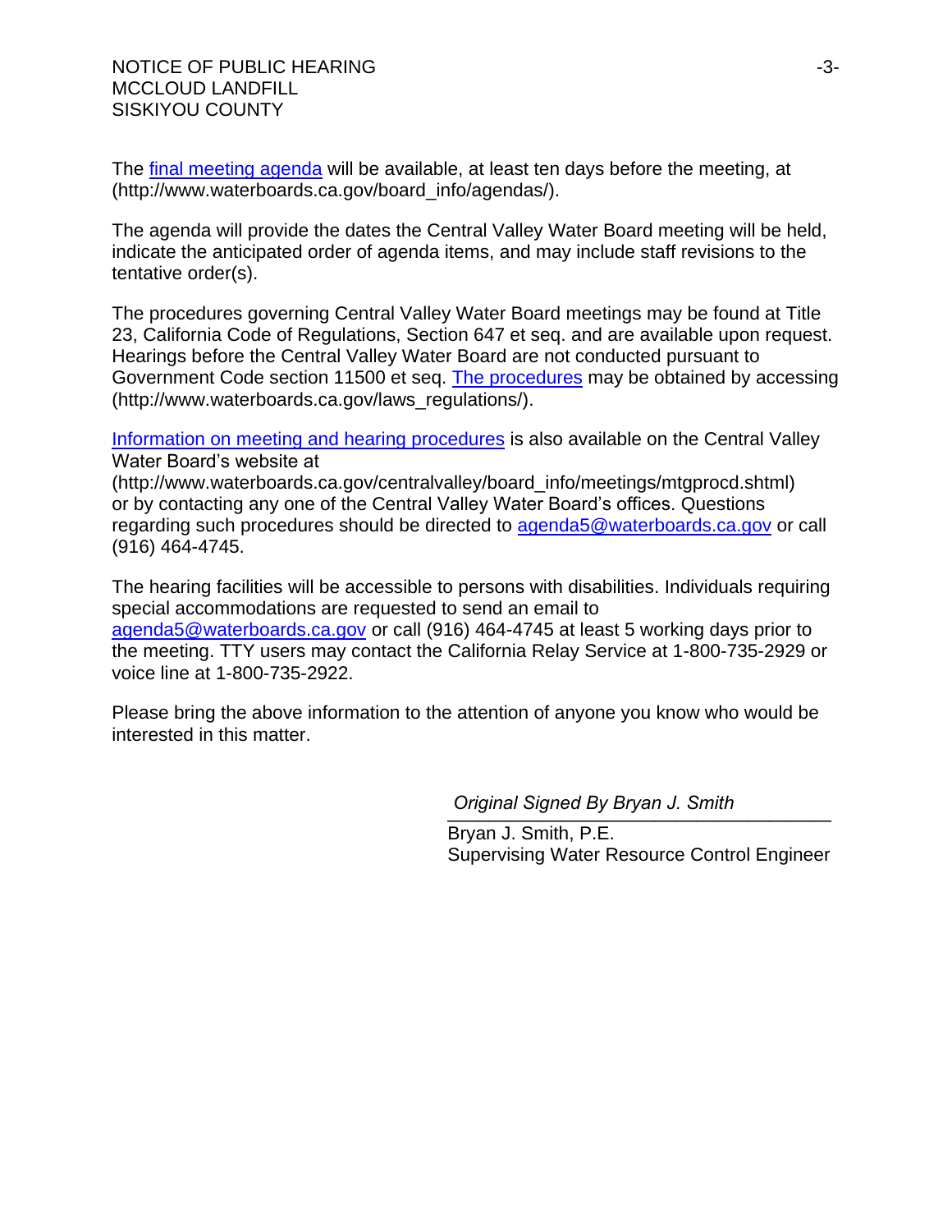The final meeting agenda will be available, at least ten days before the meeting, at (http://www.waterboards.ca.gov/board_info/agendas/).

The agenda will provide the dates the Central Valley Water Board meeting will be held, indicate the anticipated order of agenda items, and may include staff revisions to the tentative order(s).

The procedures governing Central Valley Water Board meetings may be found at Title 23, California Code of Regulations, Section 647 et seq. and are available upon request. Hearings before the Central Valley Water Board are not conducted pursuant to Government Code section 11500 et seq. The procedures may be obtained by accessing (http://www.waterboards.ca.gov/laws_regulations/).

Information on meeting and hearing procedures is also available on the Central Valley Water Board's website at (http://www.waterboards.ca.gov/centralvalley/board_info/meetings/mtgprocd.shtml) or by contacting any one of the Central Valley Water Board's offices. Questions regarding such procedures should be directed to agenda5@waterboards.ca.gov or call (916) 464-4745.

The hearing facilities will be accessible to persons with disabilities. Individuals requiring special accommodations are requested to send an email to agenda5@waterboards.ca.gov or call (916) 464-4745 at least 5 working days prior to the meeting. TTY users may contact the California Relay Service at 1-800-735-2929 or voice line at 1-800-735-2922.

Please bring the above information to the attention of anyone you know who would be interested in this matter.

*Original Signed By Bryan J. Smith*

Bryan J. Smith, P.E.
Supervising Water Resource Control Engineer